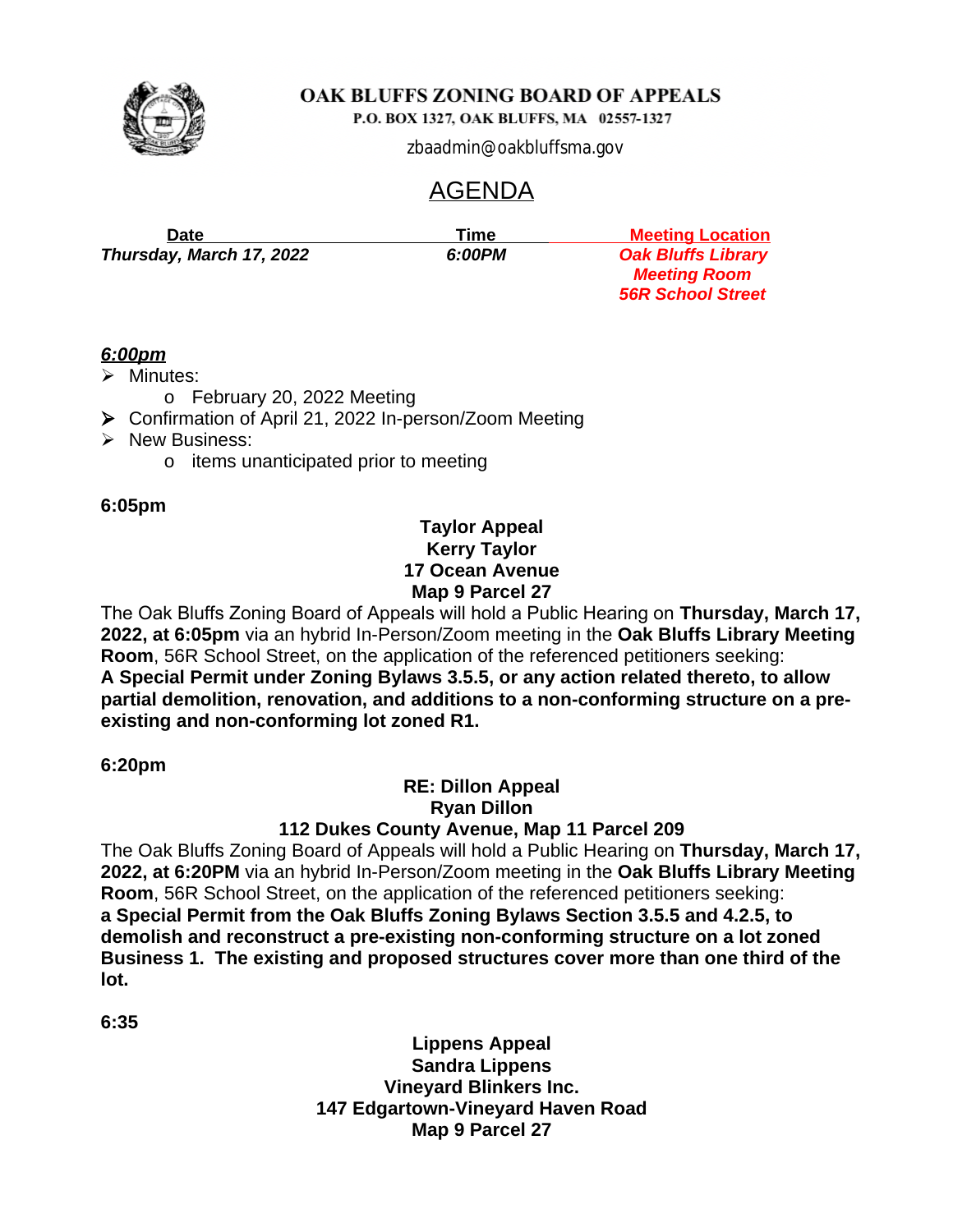# OAK BLUFFS ZONING BOARD OF APPEALS

P.O. BOX 1327, OAK BLUFFS, MA 02557-1327

zbaadmin@oakbluffsma.gov

## AGENDA

| Date | Time | Meeting Location |
|---|---|---|
| *Thursday, March 17, 2022* | *6:00PM* | *Oak Bluffs Library Meeting Room 56R School Street* |

***6:00pm***

- Minutes:
  - February 20, 2022 Meeting
- Confirmation of April 21, 2022 In-person/Zoom Meeting
- New Business:
  - items unanticipated prior to meeting

**6:05pm**

**Taylor Appeal**
**Kerry Taylor**
**17 Ocean Avenue**
**Map 9 Parcel 27**

The Oak Bluffs Zoning Board of Appeals will hold a Public Hearing on **Thursday, March 17, 2022, at 6:05pm** via an hybrid In-Person/Zoom meeting in the **Oak Bluffs Library Meeting Room**, 56R School Street, on the application of the referenced petitioners seeking:
**A Special Permit under Zoning Bylaws 3.5.5, or any action related thereto, to allow partial demolition, renovation, and additions to a non-conforming structure on a pre-existing and non-conforming lot zoned R1.**

**6:20pm**

**RE: Dillon Appeal**
**Ryan Dillon**
**112 Dukes County Avenue, Map 11 Parcel 209**

The Oak Bluffs Zoning Board of Appeals will hold a Public Hearing on **Thursday, March 17, 2022, at 6:20PM** via an hybrid In-Person/Zoom meeting in the **Oak Bluffs Library Meeting Room**, 56R School Street, on the application of the referenced petitioners seeking:
**a Special Permit from the Oak Bluffs Zoning Bylaws Section 3.5.5 and 4.2.5, to demolish and reconstruct a pre-existing non-conforming structure on a lot zoned Business 1. The existing and proposed structures cover more than one third of the lot.**

**6:35**

**Lippens Appeal**
**Sandra Lippens**
**Vineyard Blinkers Inc.**
**147 Edgartown-Vineyard Haven Road**
**Map 9 Parcel 27**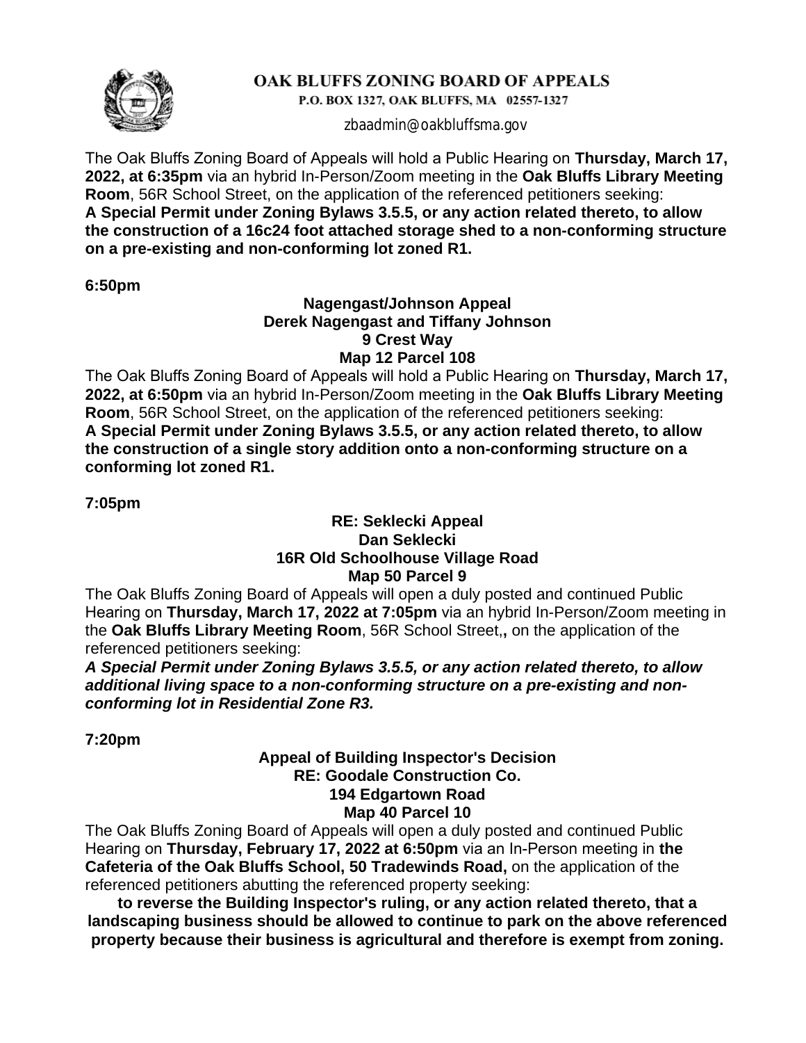**OAK BLUFFS ZONING BOARD OF APPEALS**
P.O. BOX 1327, OAK BLUFFS, MA 02557-1327
zbaadmin@oakbluffsma.gov

The Oak Bluffs Zoning Board of Appeals will hold a Public Hearing on **Thursday, March 17, 2022, at 6:35pm** via an hybrid In-Person/Zoom meeting in the **Oak Bluffs Library Meeting Room**, 56R School Street, on the application of the referenced petitioners seeking: **A Special Permit under Zoning Bylaws 3.5.5, or any action related thereto, to allow the construction of a 16c24 foot attached storage shed to a non-conforming structure on a pre-existing and non-conforming lot zoned R1.**

**6:50pm**

**Nagengast/Johnson Appeal**
**Derek Nagengast and Tiffany Johnson**
**9 Crest Way**
**Map 12 Parcel 108**

The Oak Bluffs Zoning Board of Appeals will hold a Public Hearing on **Thursday, March 17, 2022, at 6:50pm** via an hybrid In-Person/Zoom meeting in the **Oak Bluffs Library Meeting Room**, 56R School Street, on the application of the referenced petitioners seeking: **A Special Permit under Zoning Bylaws 3.5.5, or any action related thereto, to allow the construction of a single story addition onto a non-conforming structure on a conforming lot zoned R1.**

**7:05pm**

**RE: Seklecki Appeal**
**Dan Seklecki**
**16R Old Schoolhouse Village Road**
**Map 50 Parcel 9**

The Oak Bluffs Zoning Board of Appeals will open a duly posted and continued Public Hearing on **Thursday, March 17, 2022 at 7:05pm** via an hybrid In-Person/Zoom meeting in the **Oak Bluffs Library Meeting Room**, 56R School Street,**,** on the application of the referenced petitioners seeking:

***A Special Permit under Zoning Bylaws 3.5.5, or any action related thereto, to allow additional living space to a non-conforming structure on a pre-existing and non-conforming lot in Residential Zone R3.***

**7:20pm**

**Appeal of Building Inspector's Decision**
**RE: Goodale Construction Co.**
**194 Edgartown Road**
**Map 40 Parcel 10**

The Oak Bluffs Zoning Board of Appeals will open a duly posted and continued Public Hearing on **Thursday, February 17, 2022 at 6:50pm** via an In-Person meeting in **the Cafeteria of the Oak Bluffs School, 50 Tradewinds Road,** on the application of the referenced petitioners abutting the referenced property seeking:

**to reverse the Building Inspector's ruling, or any action related thereto, that a landscaping business should be allowed to continue to park on the above referenced property because their business is agricultural and therefore is exempt from zoning.**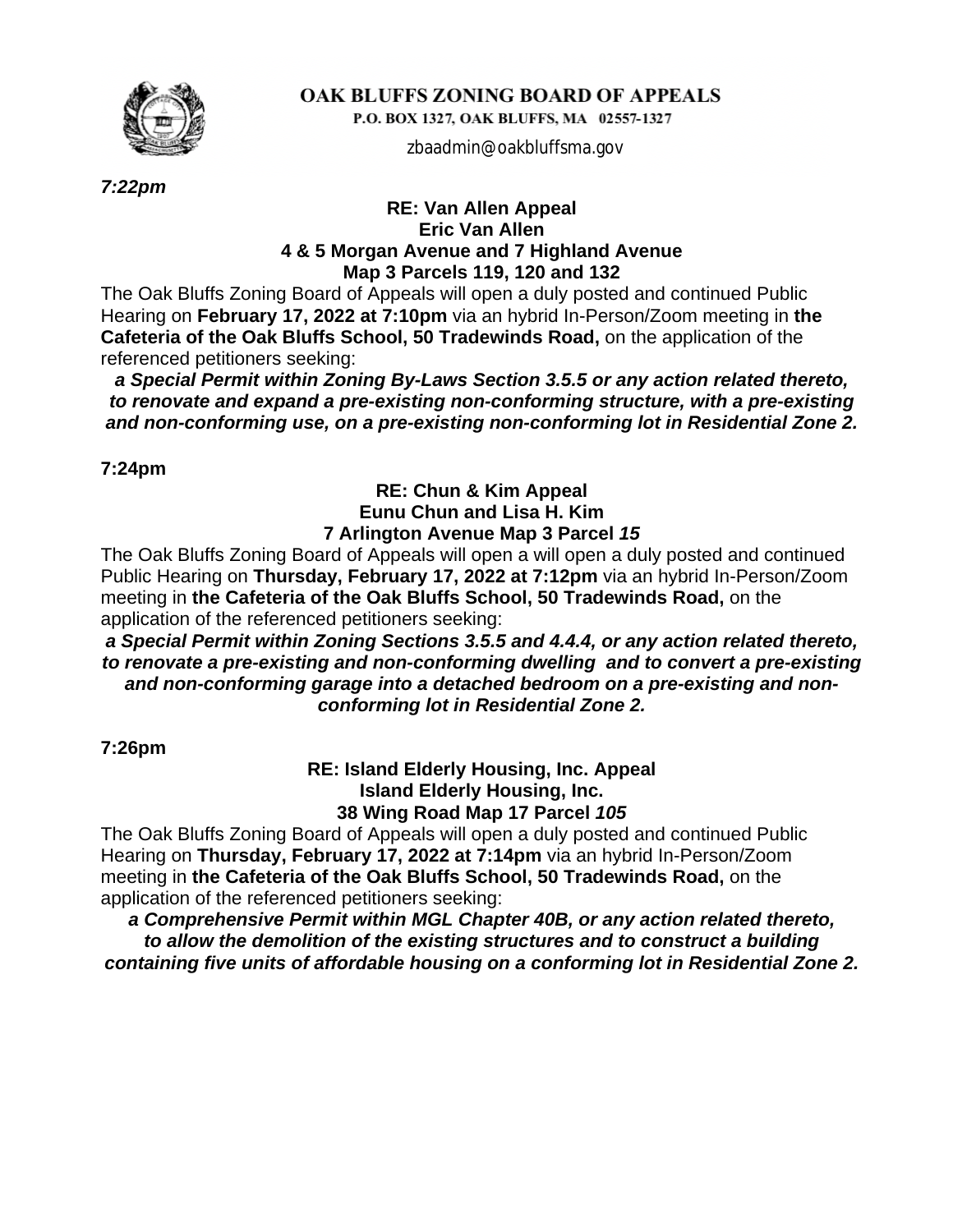# OAK BLUFFS ZONING BOARD OF APPEALS

P.O. BOX 1327, OAK BLUFFS, MA 02557-1327

zbaadmin@oakbluffsma.gov

***7:22pm***

**RE: Van Allen Appeal**
**Eric Van Allen**
**4 & 5 Morgan Avenue and 7 Highland Avenue**
**Map 3 Parcels 119, 120 and 132**

The Oak Bluffs Zoning Board of Appeals will open a duly posted and continued Public Hearing on **February 17, 2022 at 7:10pm** via an hybrid In-Person/Zoom meeting in **the Cafeteria of the Oak Bluffs School, 50 Tradewinds Road,** on the application of the referenced petitioners seeking:

***a Special Permit within Zoning By-Laws Section 3.5.5 or any action related thereto, to renovate and expand a pre-existing non-conforming structure, with a pre-existing and non-conforming use, on a pre-existing non-conforming lot in Residential Zone 2.***

**7:24pm**

**RE: Chun & Kim Appeal**
**Eunu Chun and Lisa H. Kim**
**7 Arlington Avenue Map 3 Parcel *15***

The Oak Bluffs Zoning Board of Appeals will open a will open a duly posted and continued Public Hearing on **Thursday, February 17, 2022 at 7:12pm** via an hybrid In-Person/Zoom meeting in **the Cafeteria of the Oak Bluffs School, 50 Tradewinds Road,** on the application of the referenced petitioners seeking:

***a Special Permit within Zoning Sections 3.5.5 and 4.4.4, or any action related thereto, to renovate a pre-existing and non-conforming dwelling and to convert a pre-existing and non-conforming garage into a detached bedroom on a pre-existing and non-conforming lot in Residential Zone 2.***

**7:26pm**

**RE: Island Elderly Housing, Inc. Appeal**
**Island Elderly Housing, Inc.**
**38 Wing Road Map 17 Parcel *105***

The Oak Bluffs Zoning Board of Appeals will open a duly posted and continued Public Hearing on **Thursday, February 17, 2022 at 7:14pm** via an hybrid In-Person/Zoom meeting in **the Cafeteria of the Oak Bluffs School, 50 Tradewinds Road,** on the application of the referenced petitioners seeking:

***a Comprehensive Permit within MGL Chapter 40B, or any action related thereto, to allow the demolition of the existing structures and to construct a building containing five units of affordable housing on a conforming lot in Residential Zone 2.***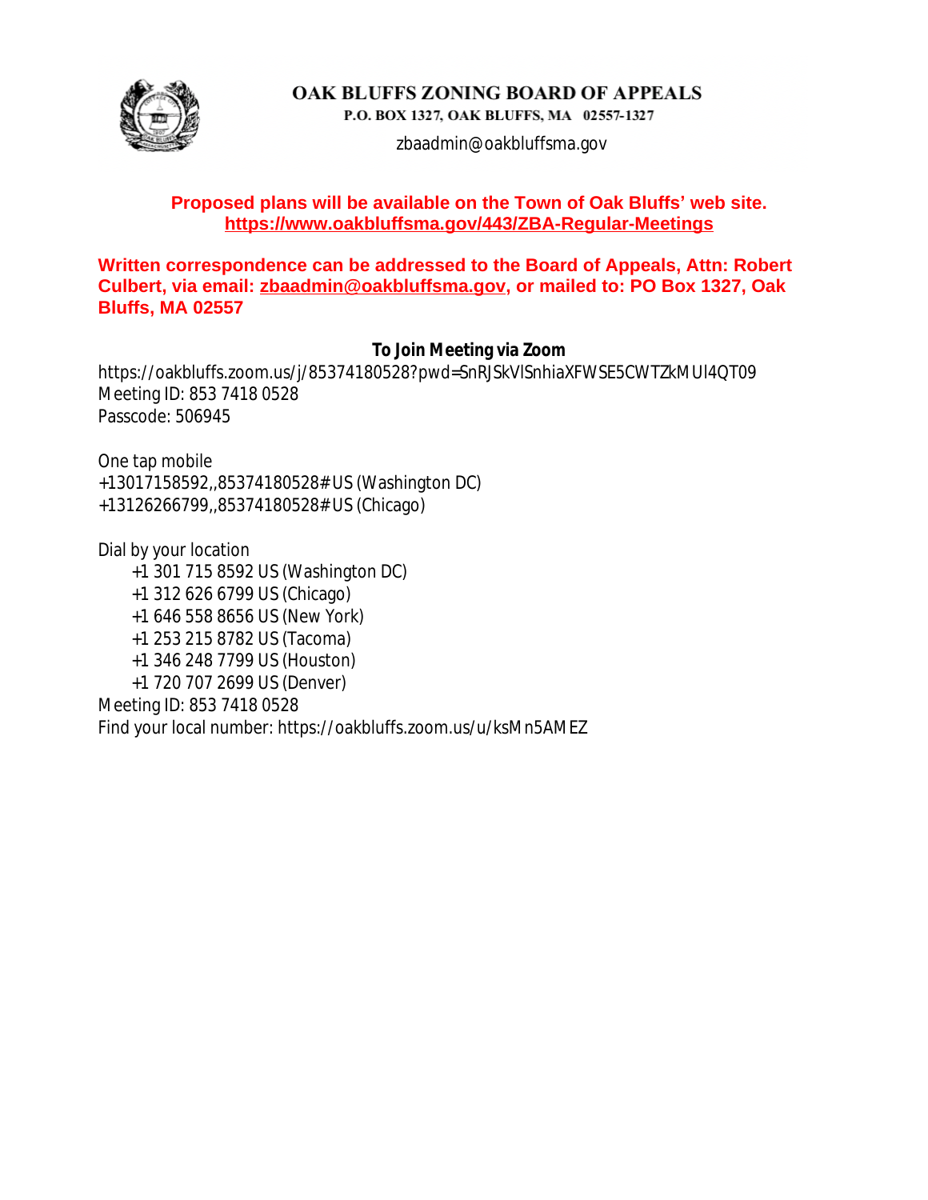# OAK BLUFFS ZONING BOARD OF APPEALS

**P.O. BOX 1327, OAK BLUFFS, MA 02557-1327**

zbaadmin@oakbluffsma.gov

**Proposed plans will be available on the Town of Oak Bluffs' web site.**
**https://www.oakbluffsma.gov/443/ZBA-Regular-Meetings**

**Written correspondence can be addressed to the Board of Appeals, Attn: Robert Culbert, via email: zbaadmin@oakbluffsma.gov, or mailed to: PO Box 1327, Oak Bluffs, MA 02557**

**To Join Meeting via Zoom**

https://oakbluffs.zoom.us/j/85374180528?pwd=SnRJSkVlSnhiaXFWSE5CWTZkMUI4QT09
Meeting ID: 853 7418 0528
Passcode: 506945

One tap mobile
+13017158592,,85374180528# US (Washington DC)
+13126266799,,85374180528# US (Chicago)

Dial by your location
- +1 301 715 8592 US (Washington DC)
- +1 312 626 6799 US (Chicago)
- +1 646 558 8656 US (New York)
- +1 253 215 8782 US (Tacoma)
- +1 346 248 7799 US (Houston)
- +1 720 707 2699 US (Denver)

Meeting ID: 853 7418 0528
Find your local number: https://oakbluffs.zoom.us/u/ksMn5AMEZ